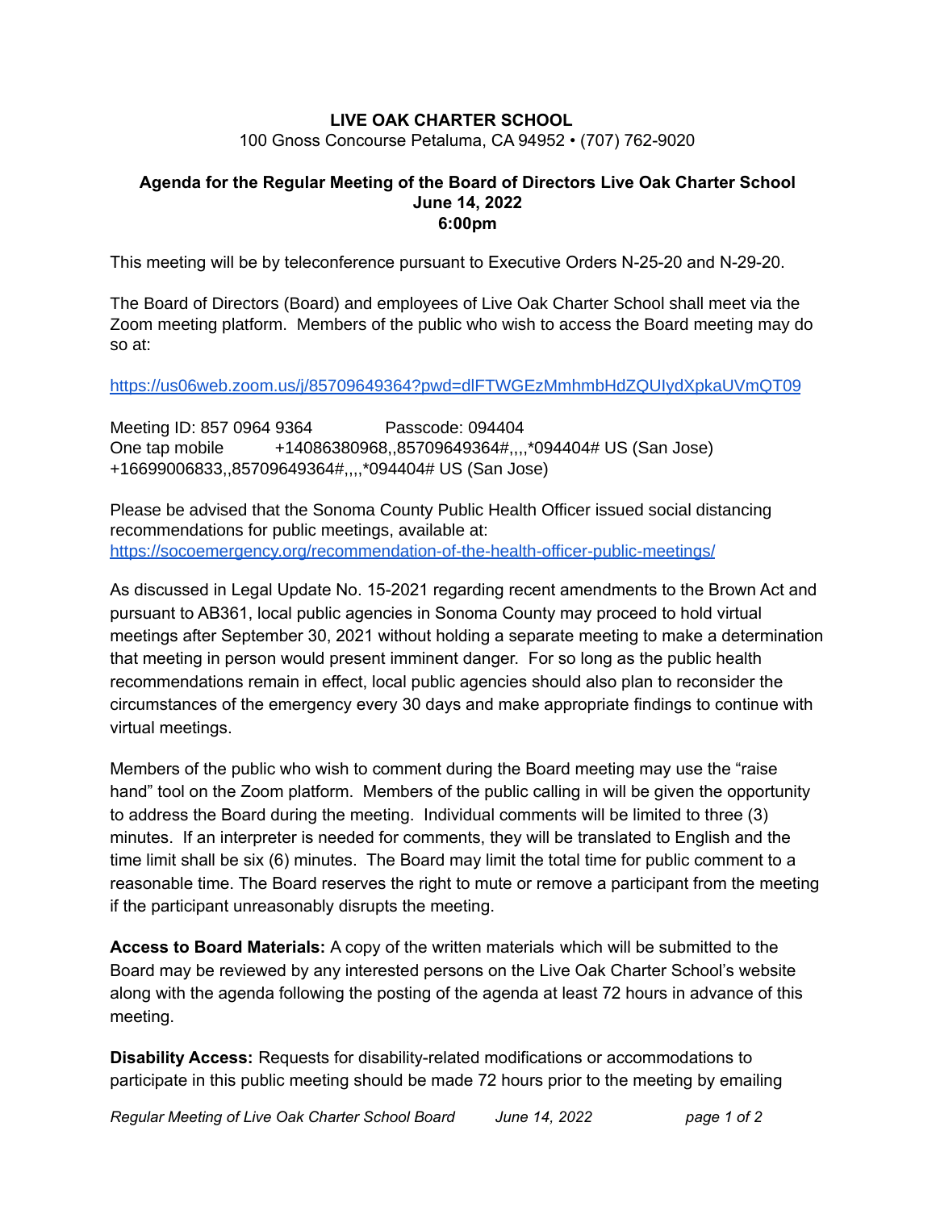**LIVE OAK CHARTER SCHOOL**
100 Gnoss Concourse Petaluma, CA 94952 • (707) 762-9020

**Agenda for the Regular Meeting of the Board of Directors Live Oak Charter School**
**June 14, 2022**
**6:00pm**

This meeting will be by teleconference pursuant to Executive Orders N-25-20 and N-29-20.

The Board of Directors (Board) and employees of Live Oak Charter School shall meet via the Zoom meeting platform. Members of the public who wish to access the Board meeting may do so at:

https://us06web.zoom.us/j/85709649364?pwd=dlFTWGEzMmhmbHdZQUIydXpkaUVmQT09

Meeting ID: 857 0964 9364 Passcode: 094404
One tap mobile +14086380968,,85709649364#,,,,*094404# US (San Jose)
+16699006833,,85709649364#,,,,*094404# US (San Jose)

Please be advised that the Sonoma County Public Health Officer issued social distancing recommendations for public meetings, available at:
https://socoemergency.org/recommendation-of-the-health-officer-public-meetings/

As discussed in Legal Update No. 15-2021 regarding recent amendments to the Brown Act and pursuant to AB361, local public agencies in Sonoma County may proceed to hold virtual meetings after September 30, 2021 without holding a separate meeting to make a determination that meeting in person would present imminent danger. For so long as the public health recommendations remain in effect, local public agencies should also plan to reconsider the circumstances of the emergency every 30 days and make appropriate findings to continue with virtual meetings.

Members of the public who wish to comment during the Board meeting may use the "raise hand" tool on the Zoom platform. Members of the public calling in will be given the opportunity to address the Board during the meeting. Individual comments will be limited to three (3) minutes. If an interpreter is needed for comments, they will be translated to English and the time limit shall be six (6) minutes. The Board may limit the total time for public comment to a reasonable time. The Board reserves the right to mute or remove a participant from the meeting if the participant unreasonably disrupts the meeting.

**Access to Board Materials:** A copy of the written materials which will be submitted to the Board may be reviewed by any interested persons on the Live Oak Charter School's website along with the agenda following the posting of the agenda at least 72 hours in advance of this meeting.

**Disability Access:** Requests for disability-related modifications or accommodations to participate in this public meeting should be made 72 hours prior to the meeting by emailing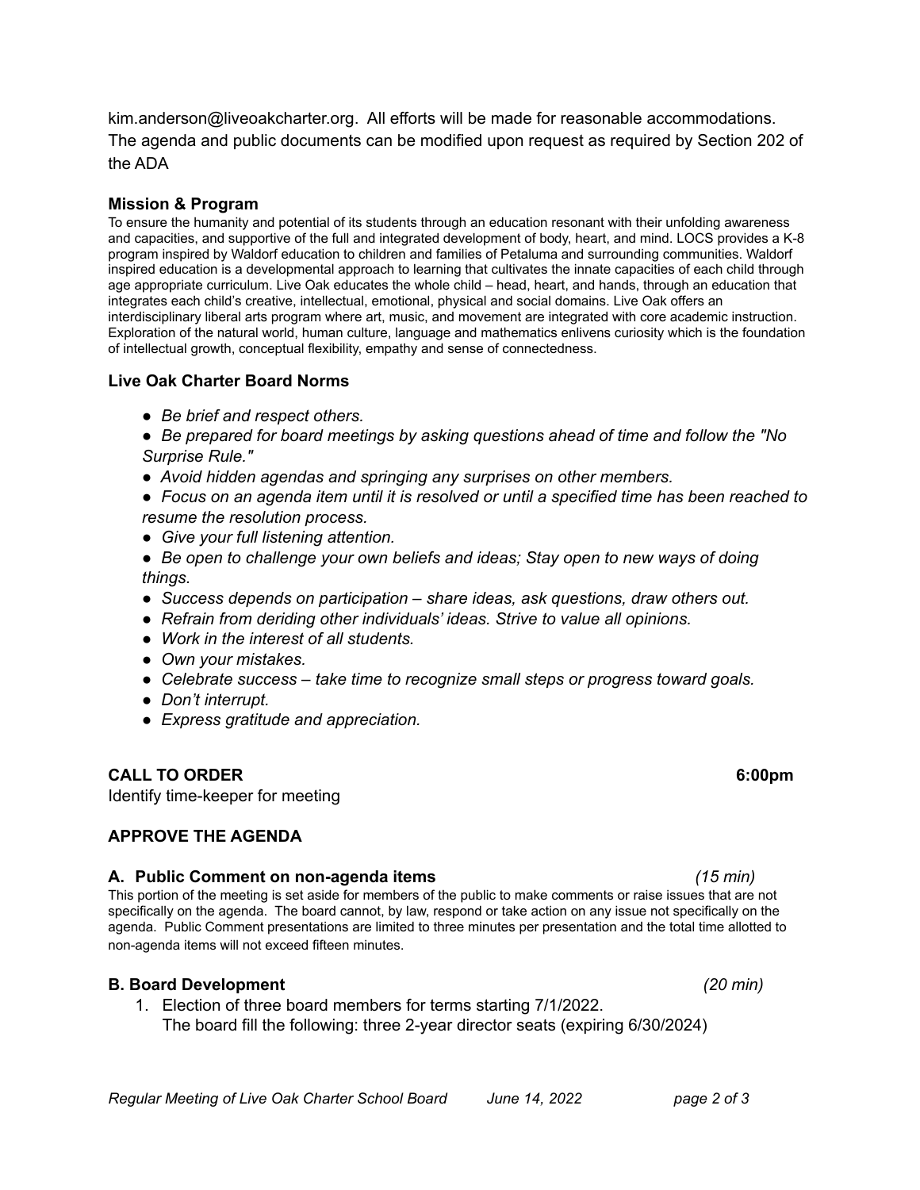kim.anderson@liveoakcharter.org.  All efforts will be made for reasonable accommodations. The agenda and public documents can be modified upon request as required by Section 202 of the ADA

### Mission & Program

To ensure the humanity and potential of its students through an education resonant with their unfolding awareness and capacities, and supportive of the full and integrated development of body, heart, and mind. LOCS provides a K-8 program inspired by Waldorf education to children and families of Petaluma and surrounding communities. Waldorf inspired education is a developmental approach to learning that cultivates the innate capacities of each child through age appropriate curriculum. Live Oak educates the whole child – head, heart, and hands, through an education that integrates each child's creative, intellectual, emotional, physical and social domains. Live Oak offers an interdisciplinary liberal arts program where art, music, and movement are integrated with core academic instruction. Exploration of the natural world, human culture, language and mathematics enlivens curiosity which is the foundation of intellectual growth, conceptual flexibility, empathy and sense of connectedness.

### Live Oak Charter Board Norms

- *Be brief and respect others.*
- *Be prepared for board meetings by asking questions ahead of time and follow the "No Surprise Rule."*
- *Avoid hidden agendas and springing any surprises on other members.*
- *Focus on an agenda item until it is resolved or until a specified time has been reached to resume the resolution process.*
- *Give your full listening attention.*
- *Be open to challenge your own beliefs and ideas; Stay open to new ways of doing things.*
- *Success depends on participation – share ideas, ask questions, draw others out.*
- *Refrain from deriding other individuals' ideas. Strive to value all opinions.*
- *Work in the interest of all students.*
- *Own your mistakes.*
- *Celebrate success – take time to recognize small steps or progress toward goals.*
- *Don't interrupt.*
- *Express gratitude and appreciation.*

### CALL TO ORDER — 6:00pm

Identify time-keeper for meeting

### APPROVE THE AGENDA

### A. Public Comment on non-agenda items *(15 min)*

This portion of the meeting is set aside for members of the public to make comments or raise issues that are not specifically on the agenda. The board cannot, by law, respond or take action on any issue not specifically on the agenda. Public Comment presentations are limited to three minutes per presentation and the total time allotted to non-agenda items will not exceed fifteen minutes.

### B. Board Development *(20 min)*

1. Election of three board members for terms starting 7/1/2022.
   The board fill the following: three 2-year director seats (expiring 6/30/2024)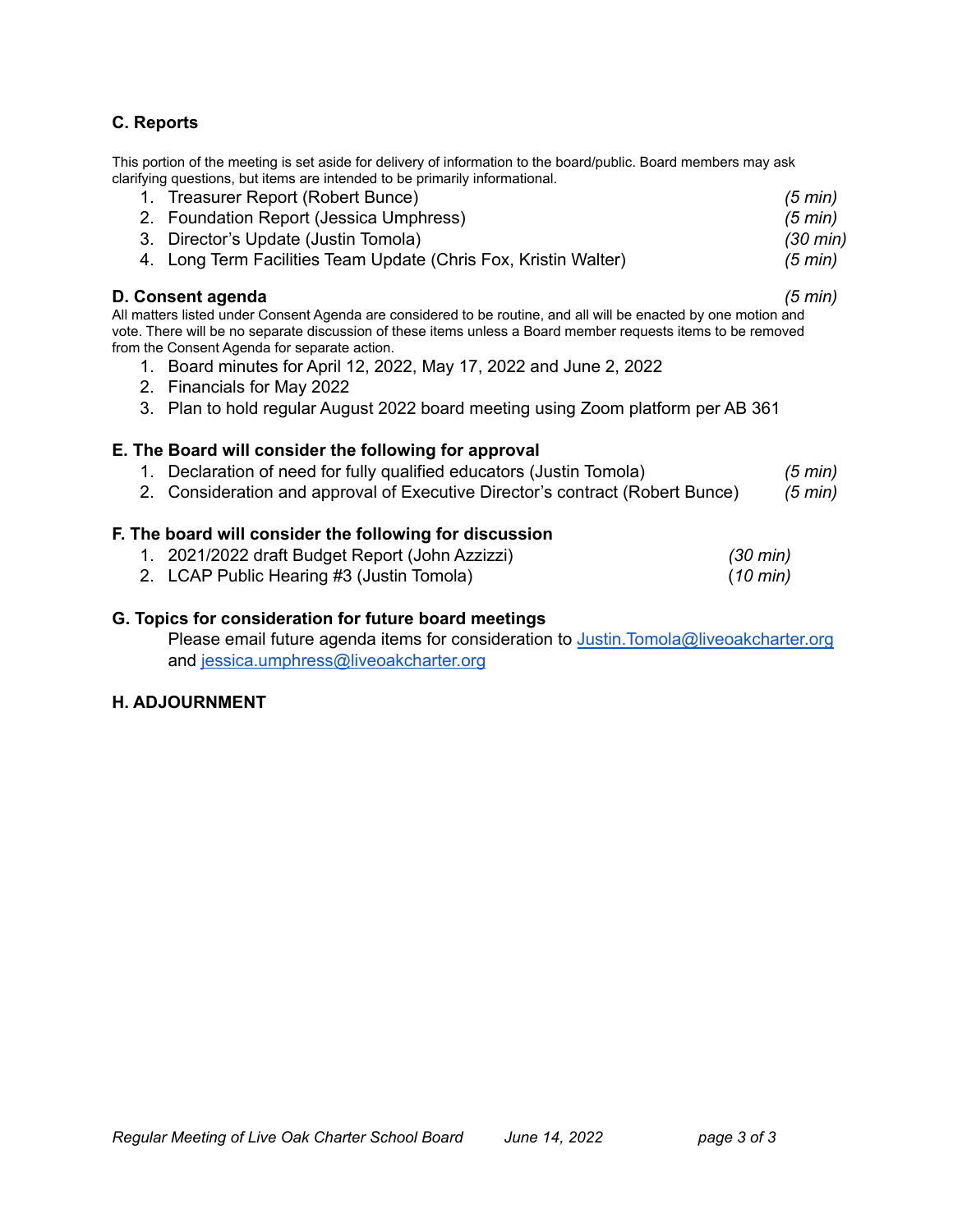### C. Reports

This portion of the meeting is set aside for delivery of information to the board/public. Board members may ask clarifying questions, but items are intended to be primarily informational.

1. Treasurer Report (Robert Bunce) *(5 min)*
2. Foundation Report (Jessica Umphress) *(5 min)*
3. Director's Update (Justin Tomola) *(30 min)*
4. Long Term Facilities Team Update (Chris Fox, Kristin Walter) *(5 min)*

### D. Consent agenda *(5 min)*

All matters listed under Consent Agenda are considered to be routine, and all will be enacted by one motion and vote. There will be no separate discussion of these items unless a Board member requests items to be removed from the Consent Agenda for separate action.

1. Board minutes for April 12, 2022, May 17, 2022 and June 2, 2022
2. Financials for May 2022
3. Plan to hold regular August 2022 board meeting using Zoom platform per AB 361

### E. The Board will consider the following for approval

1. Declaration of need for fully qualified educators (Justin Tomola) *(5 min)*
2. Consideration and approval of Executive Director's contract (Robert Bunce) *(5 min)*

### F. The board will consider the following for discussion

1. 2021/2022 draft Budget Report (John Azzizzi) *(30 min)*
2. LCAP Public Hearing #3 (Justin Tomola) (*10 min*)

### G. Topics for consideration for future board meetings

Please email future agenda items for consideration to Justin.Tomola@liveoakcharter.org and jessica.umphress@liveoakcharter.org

### H. ADJOURNMENT